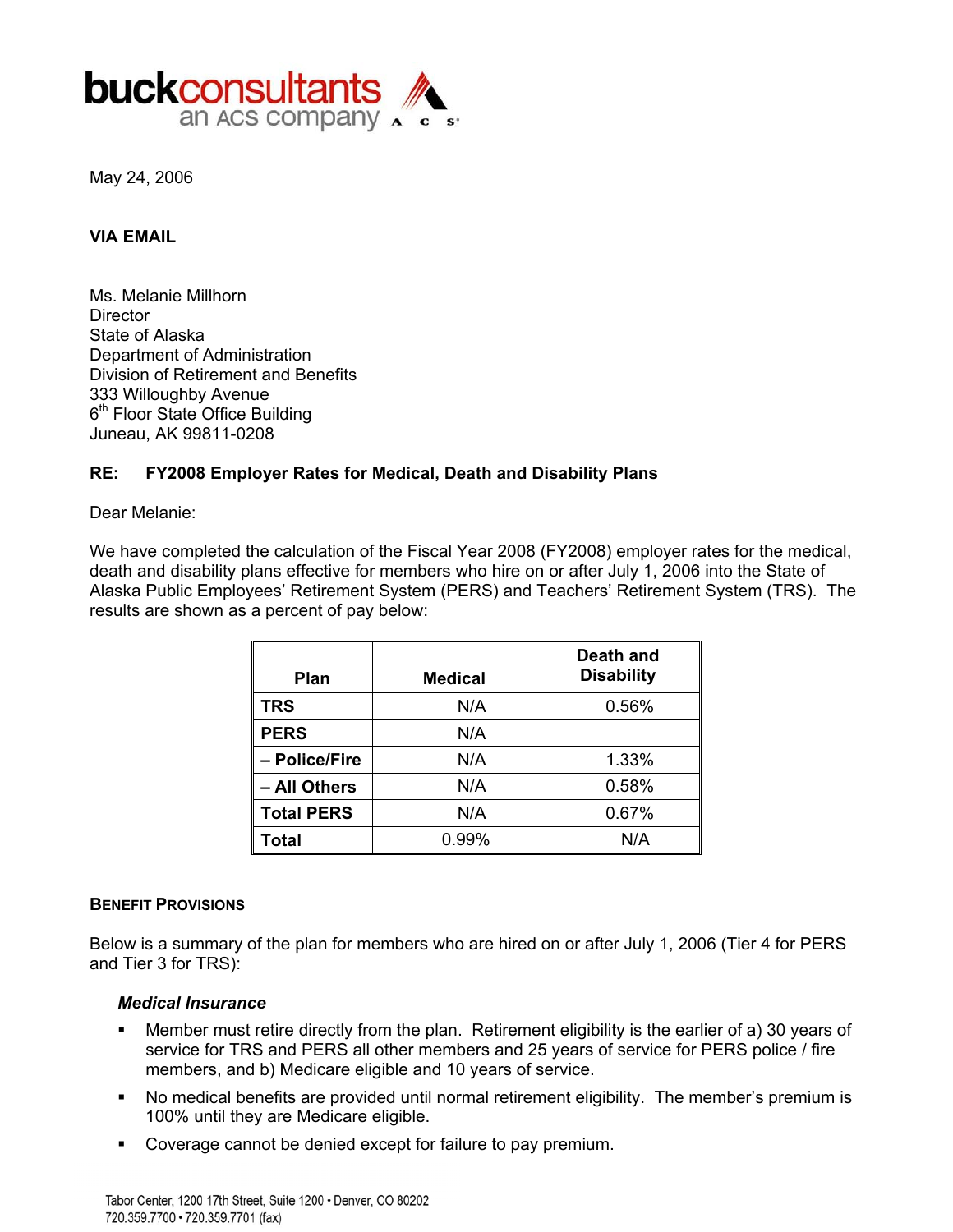May 24, 2006

**VIA EMAIL**

Ms. Melanie Millhorn
Director
State of Alaska
Department of Administration
Division of Retirement and Benefits
333 Willoughby Avenue
6th Floor State Office Building
Juneau, AK 99811-0208

**RE: FY2008 Employer Rates for Medical, Death and Disability Plans**

Dear Melanie:

We have completed the calculation of the Fiscal Year 2008 (FY2008) employer rates for the medical, death and disability plans effective for members who hire on or after July 1, 2006 into the State of Alaska Public Employees' Retirement System (PERS) and Teachers' Retirement System (TRS). The results are shown as a percent of pay below:

| Plan | Medical | Death and Disability |
|---|---|---|
| **TRS** | N/A | 0.56% |
| **PERS** | N/A | |
| **– Police/Fire** | N/A | 1.33% |
| **– All Others** | N/A | 0.58% |
| **Total PERS** | N/A | 0.67% |
| **Total** | 0.99% | N/A |

**BENEFIT PROVISIONS**

Below is a summary of the plan for members who are hired on or after July 1, 2006 (Tier 4 for PERS and Tier 3 for TRS):

***Medical Insurance***

- Member must retire directly from the plan. Retirement eligibility is the earlier of a) 30 years of service for TRS and PERS all other members and 25 years of service for PERS police / fire members, and b) Medicare eligible and 10 years of service.
- No medical benefits are provided until normal retirement eligibility. The member's premium is 100% until they are Medicare eligible.
- Coverage cannot be denied except for failure to pay premium.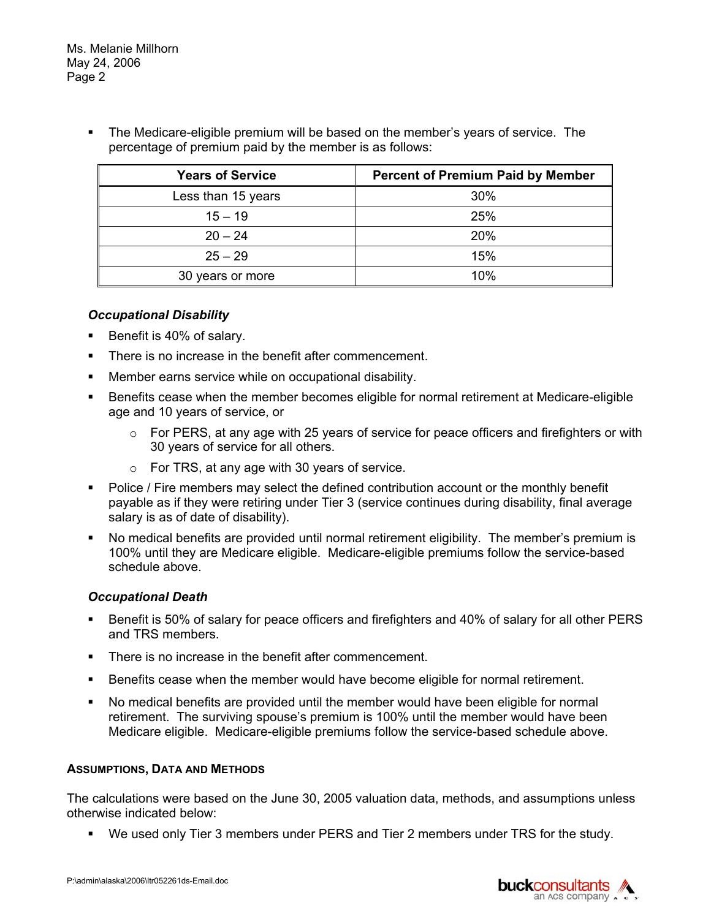- The Medicare-eligible premium will be based on the member's years of service. The percentage of premium paid by the member is as follows:

| Years of Service | Percent of Premium Paid by Member |
|---|---|
| Less than 15 years | 30% |
| 15 – 19 | 25% |
| 20 – 24 | 20% |
| 25 – 29 | 15% |
| 30 years or more | 10% |

### *Occupational Disability*

- Benefit is 40% of salary.
- There is no increase in the benefit after commencement.
- Member earns service while on occupational disability.
- Benefits cease when the member becomes eligible for normal retirement at Medicare-eligible age and 10 years of service, or
    - For PERS, at any age with 25 years of service for peace officers and firefighters or with 30 years of service for all others.
    - For TRS, at any age with 30 years of service.
- Police / Fire members may select the defined contribution account or the monthly benefit payable as if they were retiring under Tier 3 (service continues during disability, final average salary is as of date of disability).
- No medical benefits are provided until normal retirement eligibility. The member's premium is 100% until they are Medicare eligible. Medicare-eligible premiums follow the service-based schedule above.

### *Occupational Death*

- Benefit is 50% of salary for peace officers and firefighters and 40% of salary for all other PERS and TRS members.
- There is no increase in the benefit after commencement.
- Benefits cease when the member would have become eligible for normal retirement.
- No medical benefits are provided until the member would have been eligible for normal retirement. The surviving spouse's premium is 100% until the member would have been Medicare eligible. Medicare-eligible premiums follow the service-based schedule above.

## ASSUMPTIONS, DATA AND METHODS

The calculations were based on the June 30, 2005 valuation data, methods, and assumptions unless otherwise indicated below:

- We used only Tier 3 members under PERS and Tier 2 members under TRS for the study.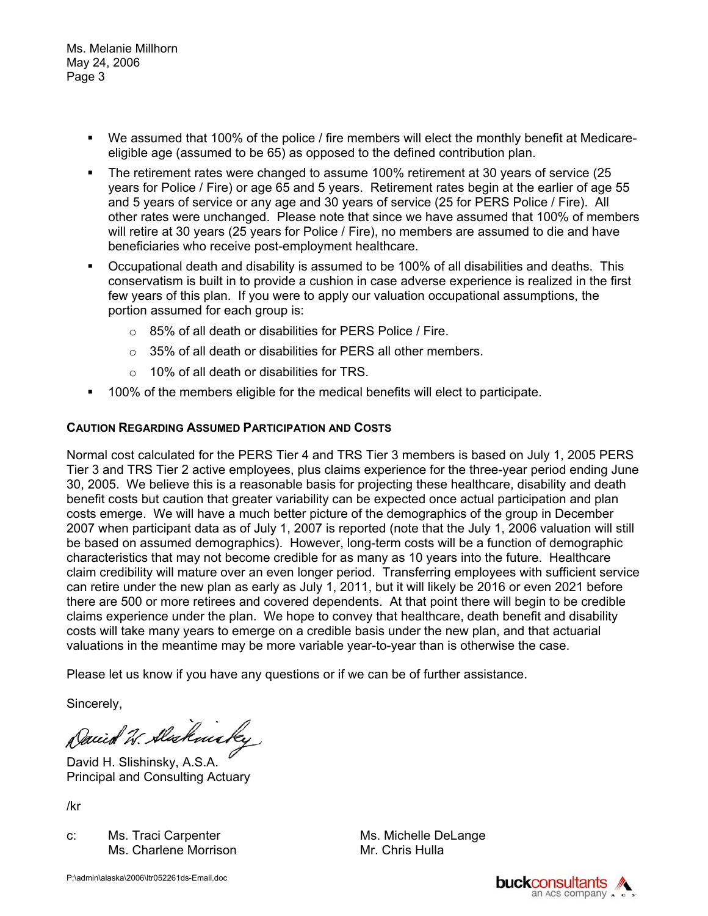- We assumed that 100% of the police / fire members will elect the monthly benefit at Medicare-eligible age (assumed to be 65) as opposed to the defined contribution plan.
- The retirement rates were changed to assume 100% retirement at 30 years of service (25 years for Police / Fire) or age 65 and 5 years. Retirement rates begin at the earlier of age 55 and 5 years of service or any age and 30 years of service (25 for PERS Police / Fire). All other rates were unchanged. Please note that since we have assumed that 100% of members will retire at 30 years (25 years for Police / Fire), no members are assumed to die and have beneficiaries who receive post-employment healthcare.
- Occupational death and disability is assumed to be 100% of all disabilities and deaths. This conservatism is built in to provide a cushion in case adverse experience is realized in the first few years of this plan. If you were to apply our valuation occupational assumptions, the portion assumed for each group is:
  - 85% of all death or disabilities for PERS Police / Fire.
  - 35% of all death or disabilities for PERS all other members.
  - 10% of all death or disabilities for TRS.
- 100% of the members eligible for the medical benefits will elect to participate.

**CAUTION REGARDING ASSUMED PARTICIPATION AND COSTS**

Normal cost calculated for the PERS Tier 4 and TRS Tier 3 members is based on July 1, 2005 PERS Tier 3 and TRS Tier 2 active employees, plus claims experience for the three-year period ending June 30, 2005. We believe this is a reasonable basis for projecting these healthcare, disability and death benefit costs but caution that greater variability can be expected once actual participation and plan costs emerge. We will have a much better picture of the demographics of the group in December 2007 when participant data as of July 1, 2007 is reported (note that the July 1, 2006 valuation will still be based on assumed demographics). However, long-term costs will be a function of demographic characteristics that may not become credible for as many as 10 years into the future. Healthcare claim credibility will mature over an even longer period. Transferring employees with sufficient service can retire under the new plan as early as July 1, 2011, but it will likely be 2016 or even 2021 before there are 500 or more retirees and covered dependents. At that point there will begin to be credible claims experience under the plan. We hope to convey that healthcare, death benefit and disability costs will take many years to emerge on a credible basis under the new plan, and that actuarial valuations in the meantime may be more variable year-to-year than is otherwise the case.

Please let us know if you have any questions or if we can be of further assistance.

Sincerely,

David H. Slishinsky, A.S.A.
Principal and Consulting Actuary

/kr

c: Ms. Traci Carpenter
Ms. Charlene Morrison
Ms. Michelle DeLange
Mr. Chris Hulla

P:\admin\alaska\2006\ltr052261ds-Email.doc